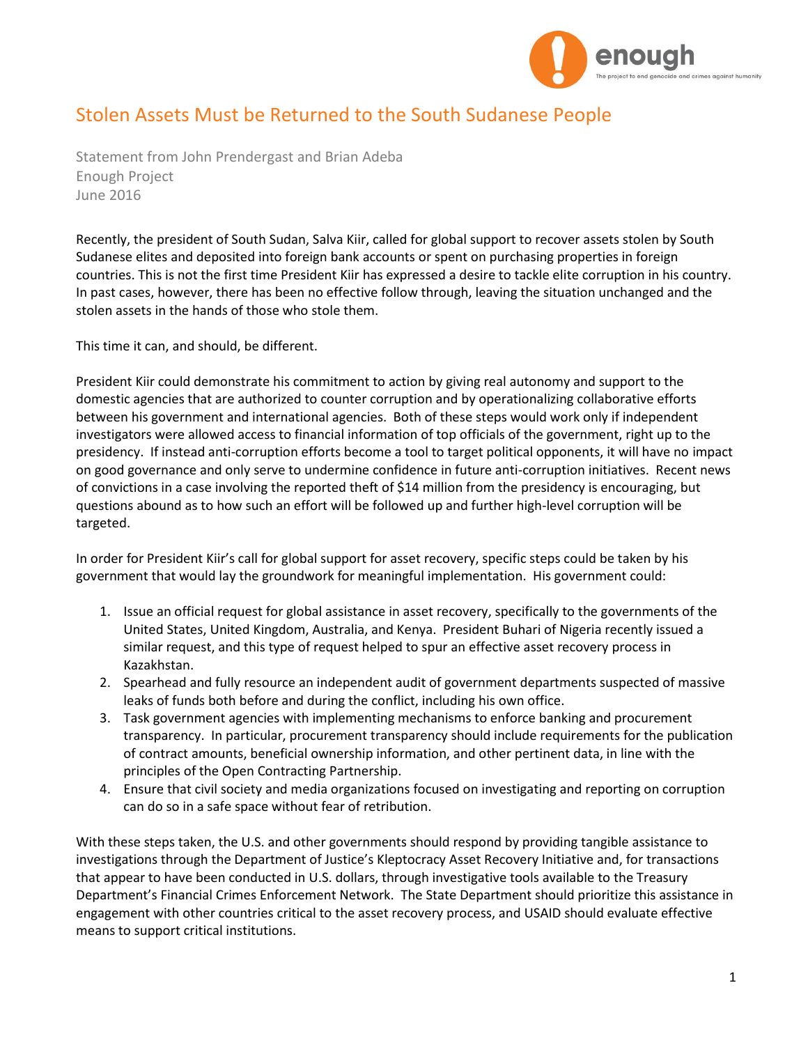# Stolen Assets Must be Returned to the South Sudanese People

Statement from John Prendergast and Brian Adeba
Enough Project
June 2016

Recently, the president of South Sudan, Salva Kiir, called for global support to recover assets stolen by South Sudanese elites and deposited into foreign bank accounts or spent on purchasing properties in foreign countries. This is not the first time President Kiir has expressed a desire to tackle elite corruption in his country. In past cases, however, there has been no effective follow through, leaving the situation unchanged and the stolen assets in the hands of those who stole them.

This time it can, and should, be different.

President Kiir could demonstrate his commitment to action by giving real autonomy and support to the domestic agencies that are authorized to counter corruption and by operationalizing collaborative efforts between his government and international agencies. Both of these steps would work only if independent investigators were allowed access to financial information of top officials of the government, right up to the presidency. If instead anti-corruption efforts become a tool to target political opponents, it will have no impact on good governance and only serve to undermine confidence in future anti-corruption initiatives. Recent news of convictions in a case involving the reported theft of $14 million from the presidency is encouraging, but questions abound as to how such an effort will be followed up and further high-level corruption will be targeted.

In order for President Kiir's call for global support for asset recovery, specific steps could be taken by his government that would lay the groundwork for meaningful implementation. His government could:

1. Issue an official request for global assistance in asset recovery, specifically to the governments of the United States, United Kingdom, Australia, and Kenya. President Buhari of Nigeria recently issued a similar request, and this type of request helped to spur an effective asset recovery process in Kazakhstan.
2. Spearhead and fully resource an independent audit of government departments suspected of massive leaks of funds both before and during the conflict, including his own office.
3. Task government agencies with implementing mechanisms to enforce banking and procurement transparency. In particular, procurement transparency should include requirements for the publication of contract amounts, beneficial ownership information, and other pertinent data, in line with the principles of the Open Contracting Partnership.
4. Ensure that civil society and media organizations focused on investigating and reporting on corruption can do so in a safe space without fear of retribution.

With these steps taken, the U.S. and other governments should respond by providing tangible assistance to investigations through the Department of Justice's Kleptocracy Asset Recovery Initiative and, for transactions that appear to have been conducted in U.S. dollars, through investigative tools available to the Treasury Department's Financial Crimes Enforcement Network. The State Department should prioritize this assistance in engagement with other countries critical to the asset recovery process, and USAID should evaluate effective means to support critical institutions.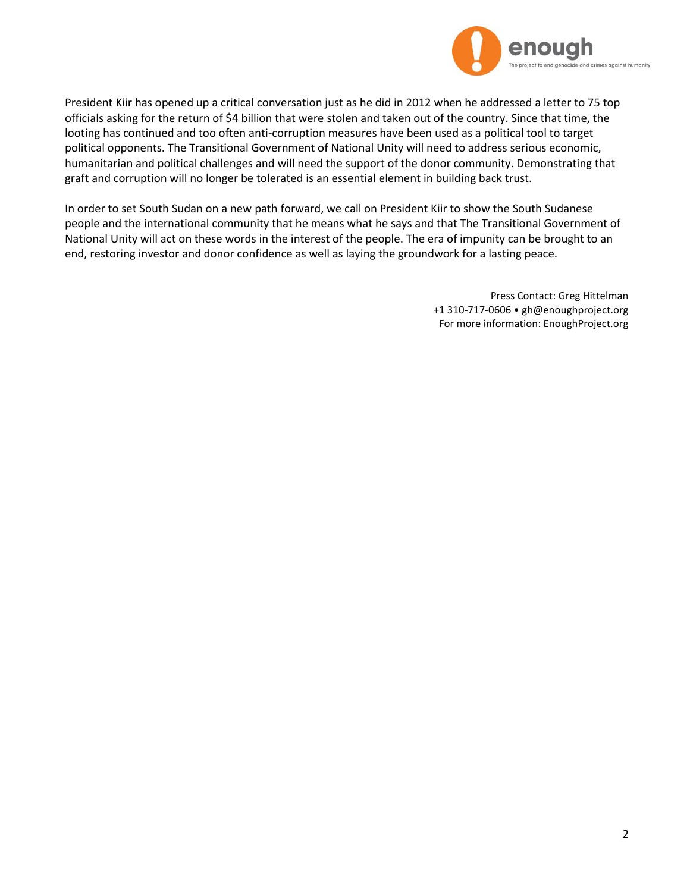President Kiir has opened up a critical conversation just as he did in 2012 when he addressed a letter to 75 top officials asking for the return of $4 billion that were stolen and taken out of the country. Since that time, the looting has continued and too often anti-corruption measures have been used as a political tool to target political opponents. The Transitional Government of National Unity will need to address serious economic, humanitarian and political challenges and will need the support of the donor community. Demonstrating that graft and corruption will no longer be tolerated is an essential element in building back trust.

In order to set South Sudan on a new path forward, we call on President Kiir to show the South Sudanese people and the international community that he means what he says and that The Transitional Government of National Unity will act on these words in the interest of the people. The era of impunity can be brought to an end, restoring investor and donor confidence as well as laying the groundwork for a lasting peace.

Press Contact: Greg Hittelman
+1 310-717-0606 • gh@enoughproject.org
For more information: EnoughProject.org